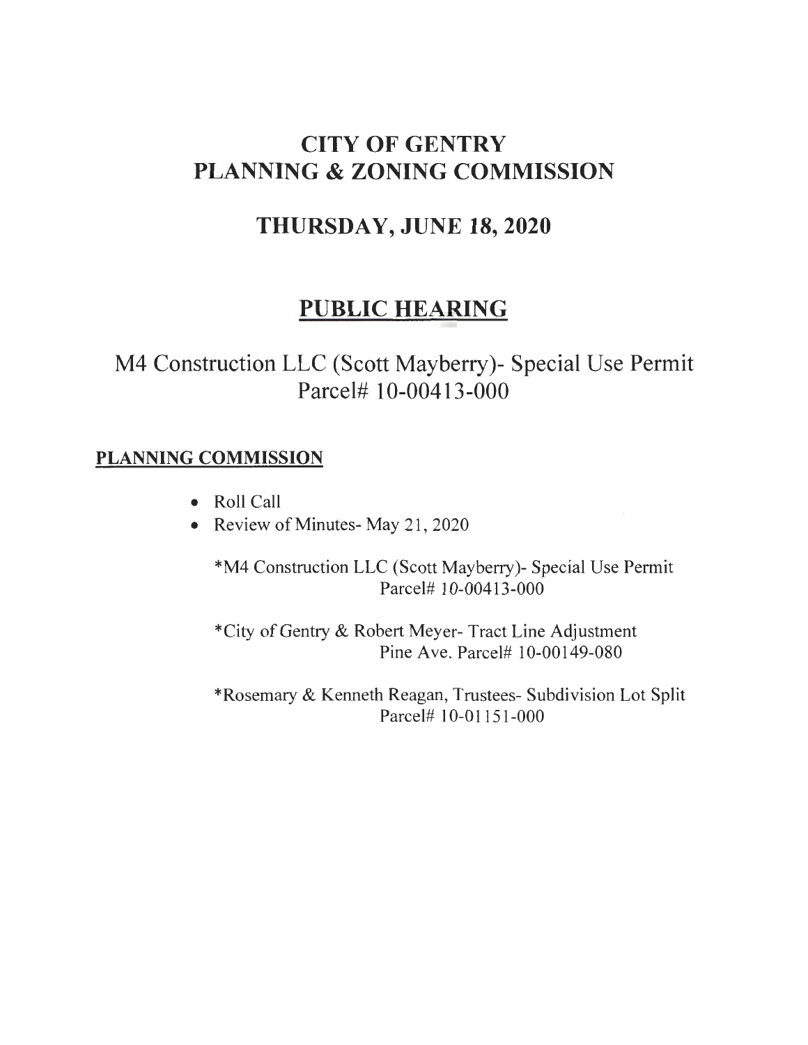# CITY OF GENTRY
# PLANNING & ZONING COMMISSION

## THURSDAY, JUNE 18, 2020

## PUBLIC HEARING

M4 Construction LLC (Scott Mayberry)- Special Use Permit
Parcel# 10-00413-000

### PLANNING COMMISSION

- Roll Call
- Review of Minutes- May 21, 2020

*M4 Construction LLC (Scott Mayberry)- Special Use Permit
Parcel# 10-00413-000

*City of Gentry & Robert Meyer- Tract Line Adjustment
Pine Ave. Parcel# 10-00149-080

*Rosemary & Kenneth Reagan, Trustees- Subdivision Lot Split
Parcel# 10-01151-000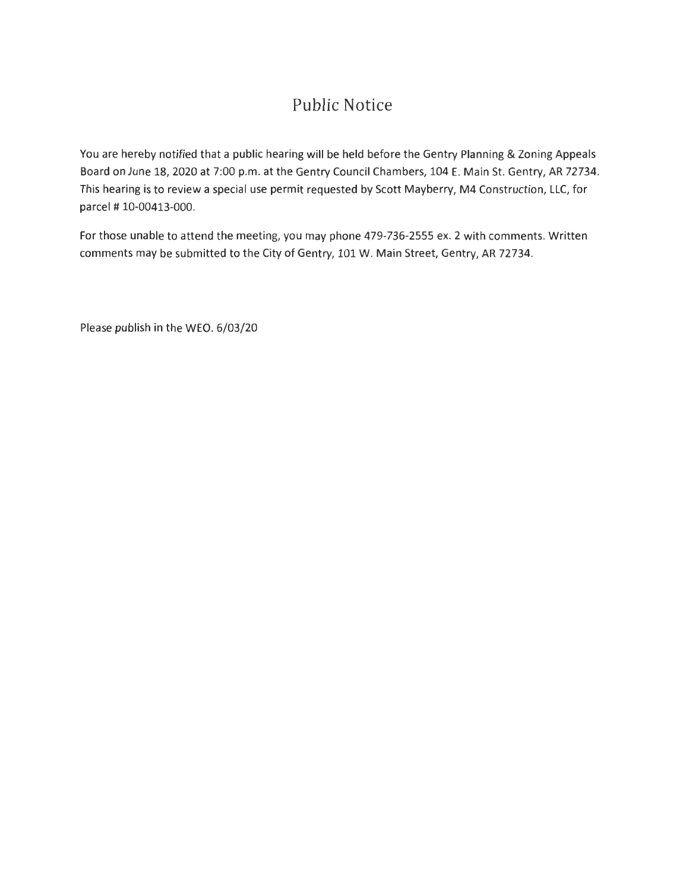# Public Notice

You are hereby notified that a public hearing will be held before the Gentry Planning & Zoning Appeals Board on June 18, 2020 at 7:00 p.m. at the Gentry Council Chambers, 104 E. Main St. Gentry, AR 72734. This hearing is to review a special use permit requested by Scott Mayberry, M4 Construction, LLC, for parcel # 10-00413-000.

For those unable to attend the meeting, you may phone 479-736-2555 ex. 2 with comments. Written comments may be submitted to the City of Gentry, 101 W. Main Street, Gentry, AR 72734.

Please publish in the WEO. 6/03/20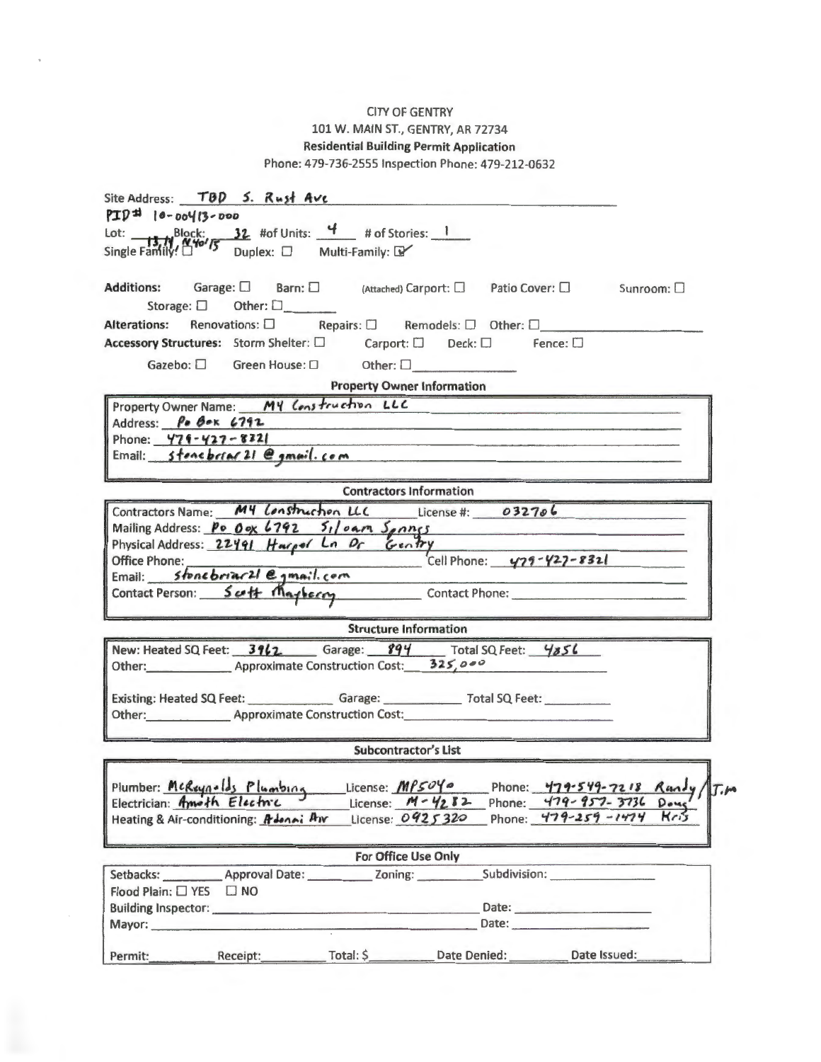CITY OF GENTRY

101 W. MAIN ST., GENTRY, AR 72734

**Residential Building Permit Application**

Phone: 479-736-2555 Inspection Phone: 479-212-0632

Site Address: TBD S. Rust Ave

PID# 10-00413-000

Lot: 13, 14, N 40' 15 Block: 32 #of Units: 4 # of Stories: 1

Single Family: ☐ Duplex: ☐ Multi-Family: ☑

**Additions:** Garage: ☐ Barn: ☐ (Attached) Carport: ☐ Patio Cover: ☐ Sunroom: ☐ Storage: ☐ Other: ☐ ________

**Alterations:** Renovations: ☐ Repairs: ☐ Remodels: ☐ Other: ☐ ________

**Accessory Structures:** Storm Shelter: ☐ Carport: ☐ Deck: ☐ Fence: ☐ Gazebo: ☐ Green House: ☐ Other: ☐ ________

**Property Owner Information**

Property Owner Name: M4 Construction LLC

Address: Po Box 6792

Phone: 479-427-8321

Email: stonebriar21@gmail.com

**Contractors Information**

Contractors Name: M4 Construction LLC License #: 032706

Mailing Address: Po Box 6792 Siloam Springs

Physical Address: 22491 Harper Ln Dr Gentry

Office Phone: ________ Cell Phone: 479-427-8321

Email: stonebriar21@gmail.com

Contact Person: Scott Mayberry Contact Phone: ________

**Structure Information**

New: Heated SQ Feet: 3962 Garage: 894 Total SQ Feet: 4856

Other: ________ Approximate Construction Cost: 325,000

Existing: Heated SQ Feet: ________ Garage: ________ Total SQ Feet: ________

Other: ________ Approximate Construction Cost: ________

**Subcontractor's List**

Plumber: McReynolds Plumbing License: MP5040 Phone: 479-549-7218 Randy / T.M

Electrician: Amoth Electric License: M-4282 Phone: 479-957-3736 Doug

Heating & Air-conditioning: Adonai Air License: 0925320 Phone: 479-259-1474 Kris

**For Office Use Only**

Setbacks: ________ Approval Date: ________ Zoning: ________ Subdivision: ________

Flood Plain: ☐ YES ☐ NO

Building Inspector: ________ Date: ________

Mayor: ________ Date: ________

Permit: ________ Receipt: ________ Total: $ ________ Date Denied: ________ Date Issued: ________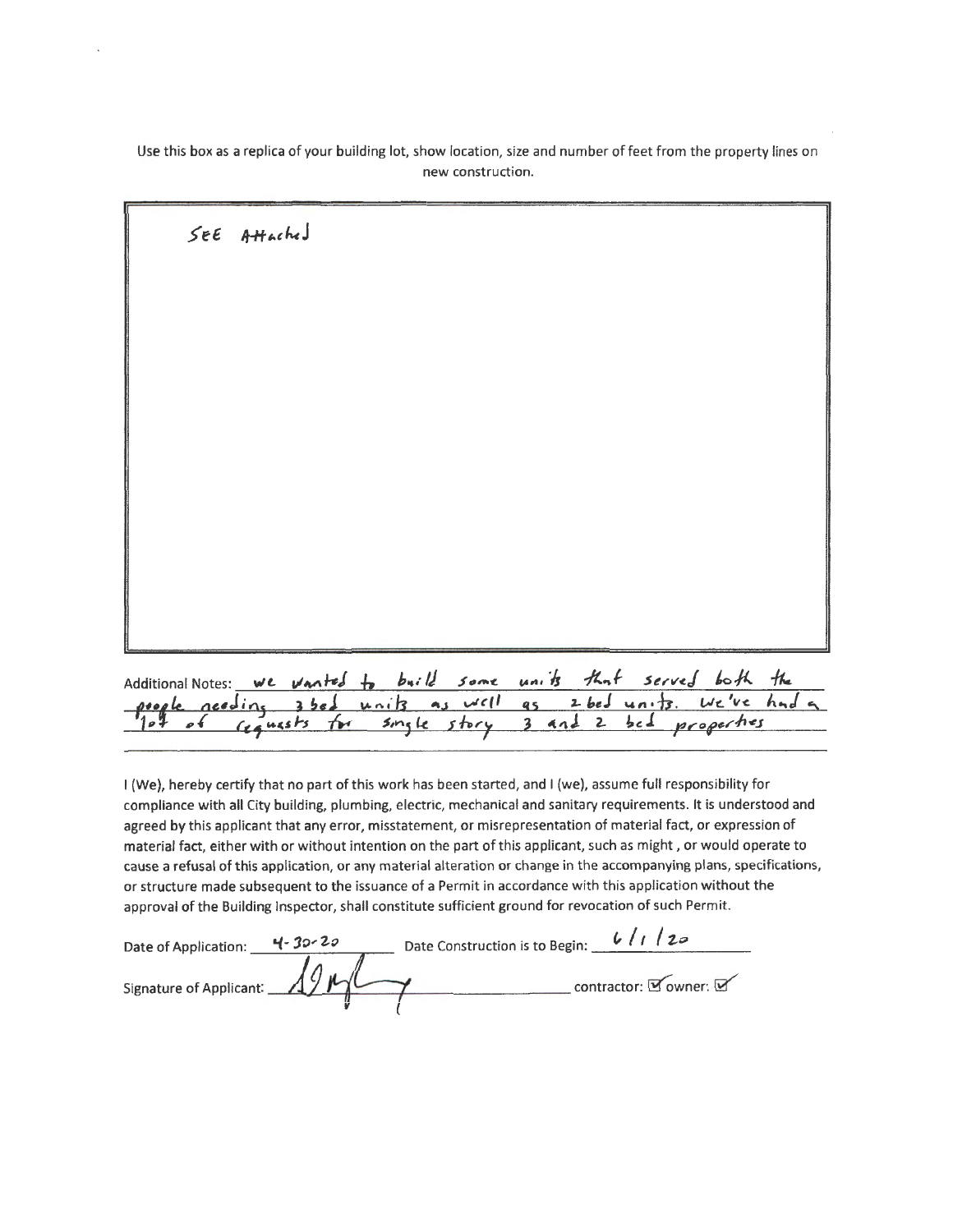Use this box as a replica of your building lot, show location, size and number of feet from the property lines on new construction.

SEE Attached

Additional Notes: we wanted to build some units that served both the people needing 3 bed units as well as 2 bed units. We've had a lot of requests for single story 3 and 2 bed properties

I (We), hereby certify that no part of this work has been started, and I (we), assume full responsibility for compliance with all City building, plumbing, electric, mechanical and sanitary requirements. It is understood and agreed by this applicant that any error, misstatement, or misrepresentation of material fact, or expression of material fact, either with or without intention on the part of this applicant, such as might , or would operate to cause a refusal of this application, or any material alteration or change in the accompanying plans, specifications, or structure made subsequent to the issuance of a Permit in accordance with this application without the approval of the Building Inspector, shall constitute sufficient ground for revocation of such Permit.

Date of Application: 4-30-20 Date Construction is to Begin: 6/1/20

Signature of Applicant: [signature] contractor: ☑ owner: ☑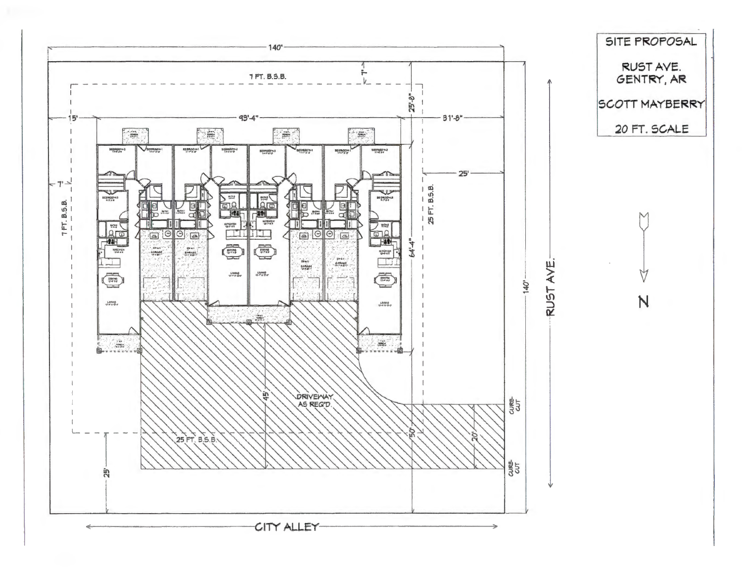# SITE PROPOSAL

RUST AVE.
GENTRY, AR

SCOTT MAYBERRY

20 FT. SCALE

140'

7 FT. B.S.B.

7'

15'

93'-4"

31'-8"

25'-8"

25'

7'

7 FT. B.S.B.

25 FT. B.S.B.

64'-4"

140'

RUST AVE.

N

DRIVEWAY
AS REQ'D.

45'

50'

20'

CURB-CUT

CURB-CUT

25 FT. B.S.B.

25'

CITY ALLEY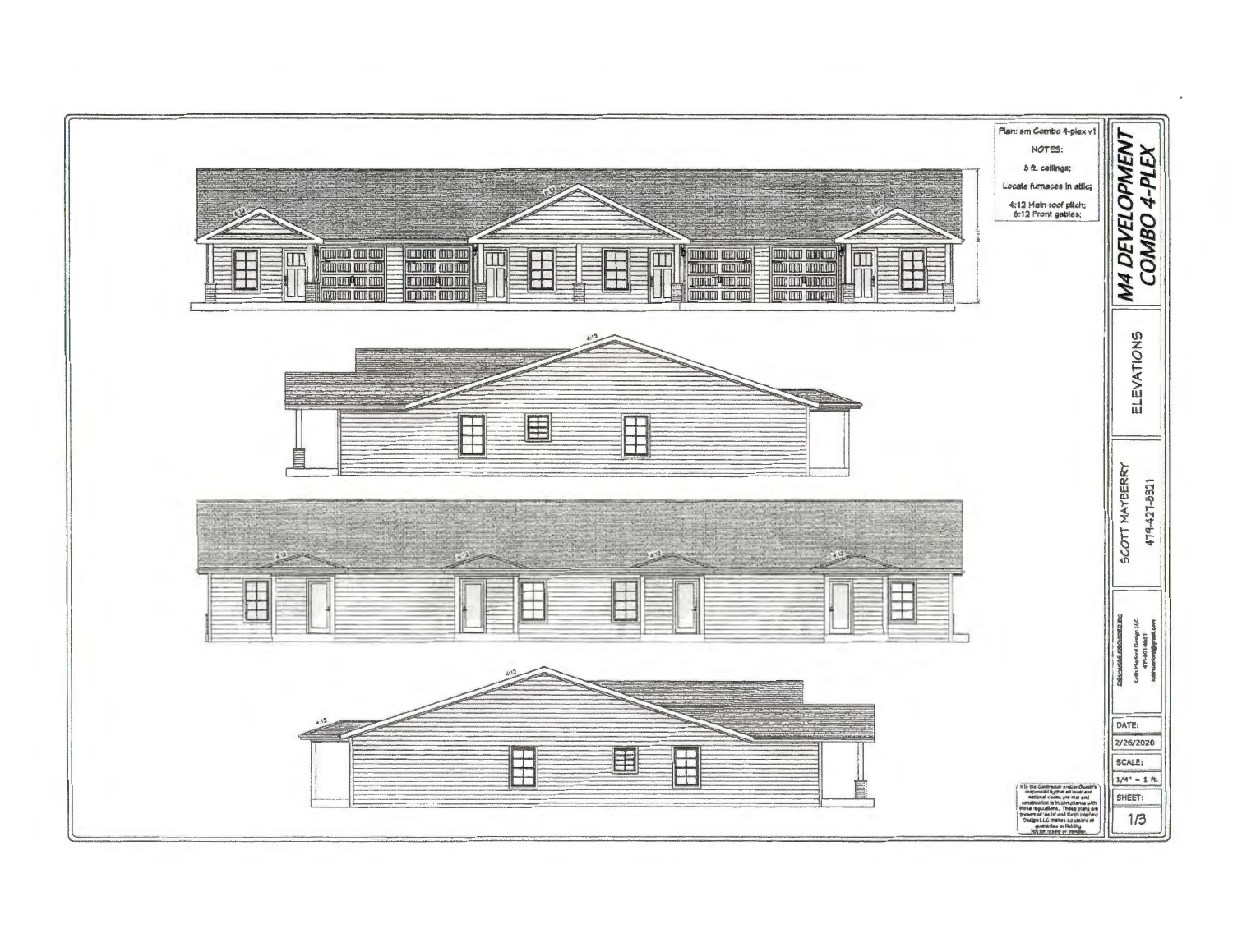Plan: am Combo 4-plex v1

NOTES:

8 ft. ceilings;

Locate furnaces in attic;

4:12 Main roof pitch;
6:12 Front gables;

# M4 DEVELOPMENT COMBO 4-PLEX

## ELEVATIONS

SCOTT MAYBERRY
479-427-8321

Keith Marford Design LLC

DATE: 2/26/2020

SCALE: 1/4" = 1 ft.

SHEET: 1/3

It is the Contractor and/or Owner's responsibility that all local and national codes are met and construction is in compliance with these regulations. These plans are presented 'as is' and Keith Marford Design LLC makes no claims of guarantee or liability. Not for resale or transfer.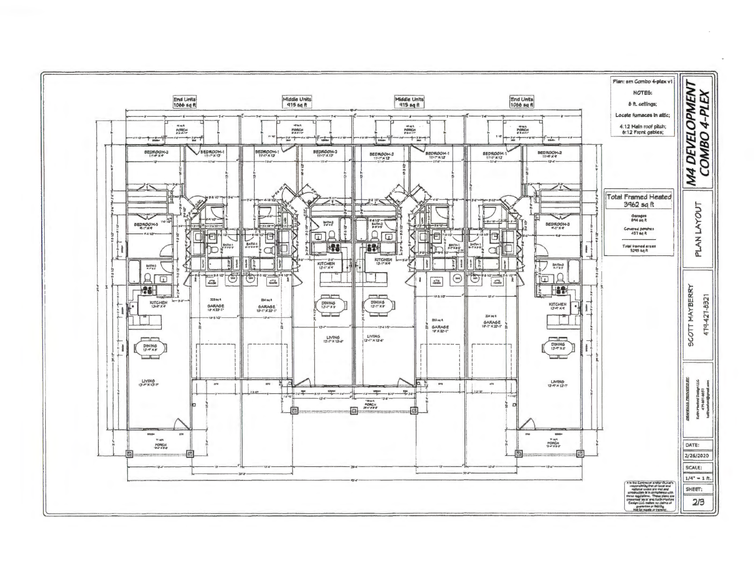# M4 DEVELOPMENT COMBO 4-PLEX

## PLAN LAYOUT

Plan: sm Combo 4-plex v1

**NOTES:**

8 ft. ceilings;

Locate furnaces in attic;

4:12 Main roof pitch;
6:12 Front gables;

| End Units | Middle Units | Middle Units | End Units |
|---|---|---|---|
| 1066 sq ft | 915 sq ft | 915 sq ft | 1066 sq ft |

**Total Framed Heated 3962 sq ft**

Garages 894 sq ft

Covered porches 457 sq ft

Total framed areas 5293 sq ft

BEDROOM-2 11'-6" X 9'
BEDROOM-1 11'-1" X 12'
BEDROOM-3 9'-1" X 9'
BATH-1
BATH-2
BATH-3
KITCHEN 13'-6" X 9'
KITCHEN 12'-1" X 9'
DINING 13'-6" X 8'
DINING 12'-1" X 9'
LIVING 13'-6" X 17'-7"
LIVING 12'-1" X 12'-6"
GARAGE 10'-1" X 22'-1"
GARAGE 10' X 22'-1"
PORCH

SCOTT MAYBERRY
479-427-8321

DRAWINGS PROVIDED BY:
Keith Wheeler Design LLC

DATE: 2/26/2020

SCALE: 1/4" = 1 ft.

SHEET: 2/3

It is the Contractor and/or Owner's responsibility that all local and national codes are met and construction is in compliance with those regulations. These plans are presented 'as is' and Keith Wheeler Design LLC makes no claims of guarantee or liability. Not for resale or transfer.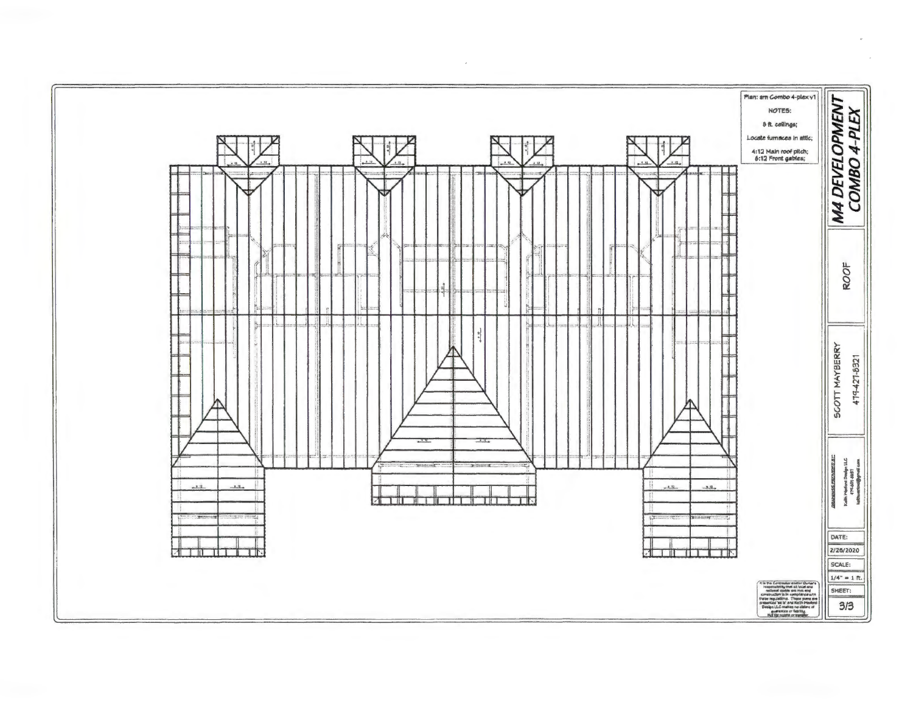Plan: am Combo 4-plex v1

NOTES:

8 ft. ceilings;

Locate furnaces in attic;

4:12 Main roof pitch;
6:12 Front gables;

# M4 DEVELOPMENT COMBO 4-PLEX

ROOF

SCOTT MAYBERRY
479-427-8321

DRAWINGS PROVIDED BY:
Keith Maxfield Design LLC

DATE:
2/26/2020

SCALE:
1/4" = 1 ft.

SHEET:
3/3

It is the Contractor and/or Owner's responsibility that all local and national codes are met and construction is in compliance with these regulations. These plans are presented "as is" and Keith Maxfield Design LLC makes no claims of guarantee or liability. Not for resale or transfer.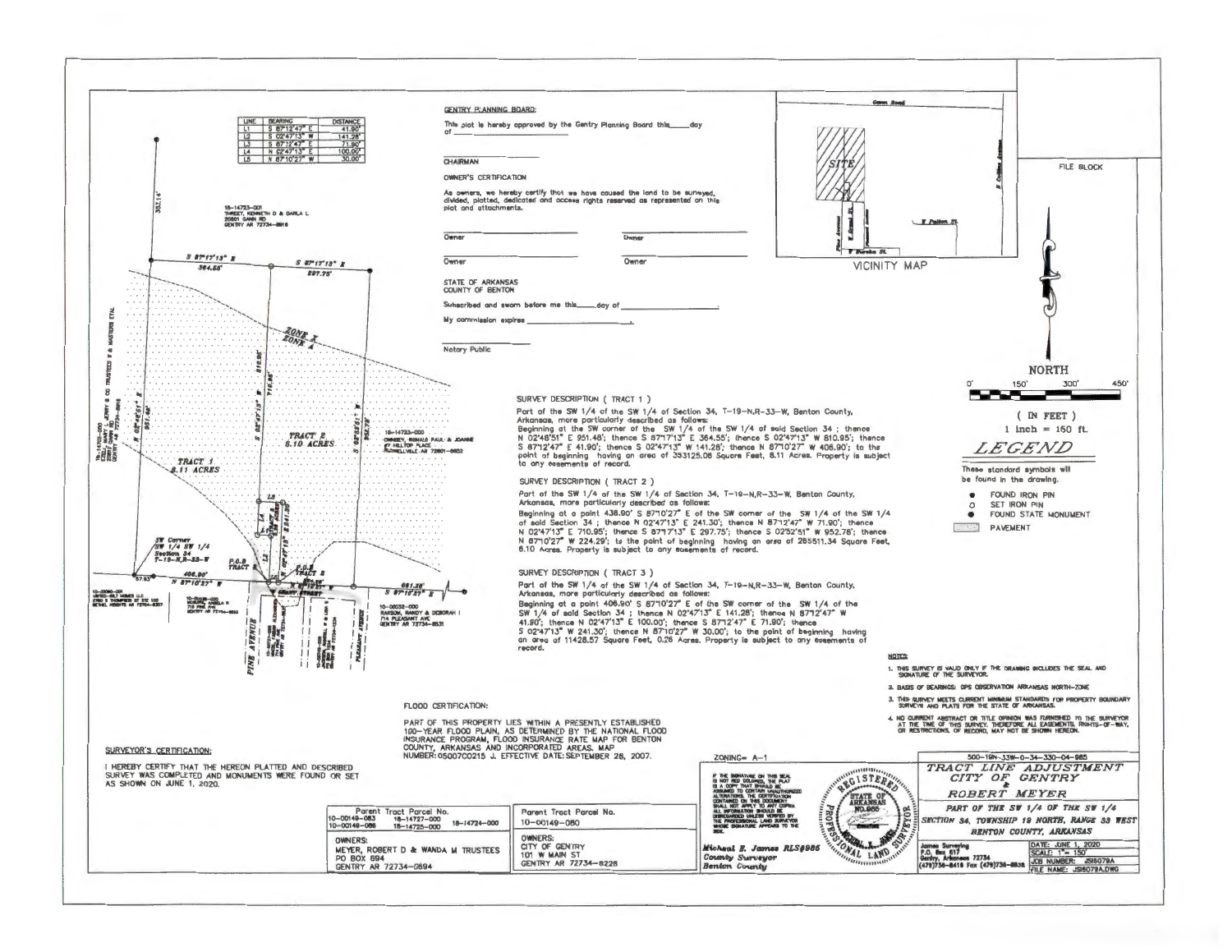| LINE | BEARING | DISTANCE |
|---|---|---|
| L1 | S 87°12'47" E | 41.90' |
| L2 | S 02°47'13" W | 141.28' |
| L3 | S 87°12'47" E | 71.90' |
| L4 | N 02°47'13" E | 100.00' |
| L5 | N 87°10'27" W | 30.00' |

GENTRY PLANNING BOARD:

This plat is hereby approved by the Gentry Planning Board this_____day of ______________________

CHAIRMAN

OWNER'S CERTIFICATION

As owners, we hereby certify that we have caused the land to be surveyed, divided, platted, dedicated and access rights reserved as represented on this plat and attachments.

Owner　　Owner

Owner　　Owner

STATE OF ARKANSAS
COUNTY OF BENTON

Subscribed and sworn before me this_____day of ______________________.

My commission expires ______________________.

Notary Public

VICINITY MAP

FILE BLOCK

NORTH

( IN FEET )
1 inch = 150 ft.

## LEGEND

These standard symbols will be found in the drawing.

- FOUND IRON PIN
- SET IRON PIN
- FOUND STATE MONUMENT
- PAVEMENT

### SURVEY DESCRIPTION ( TRACT 1 )

Part of the SW 1/4 of the SW 1/4 of Section 34, T-19-N,R-33-W, Benton County, Arkansas, more particularly described as follows:
Beginning at the SW corner of the SW 1/4 of the SW 1/4 of said Section 34 ; thence N 02°48'51" E 951.48'; thence S 87°17'13" E 364.55'; thence S 02°47'13" W 810.95'; thence S 87°12'47" E 41.90'; thence S 02°47'13" W 141.28'; thence N 87°10'27" W 406.90'; to the point of beginning having an area of 353125.06 Square Feet, 8.11 Acres. Property is subject to any easements of record.

### SURVEY DESCRIPTION ( TRACT 2 )

Part of the SW 1/4 of the SW 1/4 of Section 34, T-19-N,R-33-W, Benton County, Arkansas, more particularly described as follows:
Beginning at a point 438.90' S 87°10'27" E of the SW corner of the SW 1/4 of the SW 1/4 of said Section 34 ; thence N 02°47'13" E 241.30'; thence N 87°12'47" W 71.90'; thence N 02°47'13" E 710.95'; thence S 87°17'13" E 297.75'; thence S 02°52'51" W 952.78'; thence N 87°10'27" W 224.29'; to the point of beginning having an area of 265511.34 Square Feet, 6.10 Acres. Property is subject to any easements of record.

### SURVEY DESCRIPTION ( TRACT 3 )

Part of the SW 1/4 of the SW 1/4 of Section 34, T-19-N,R-33-W, Benton County, Arkansas, more particularly described as follows:
Beginning at a point 406.90' S 87°10'27" E of the SW corner of the SW 1/4 of the SW 1/4 of said Section 34 ; thence N 02°47'13" E 141.28'; thence N 87°12'47" W 41.80'; thence N 02°47'13" E 100.00'; thence S 87°12'47" E 71.90'; thence S 02°47'13" W 241.30'; thence N 87°10'27" W 30.00'; to the point of beginning having an area of 11428.57 Square Feet, 0.26 Acres. Property is subject to any easements of record.

NOTES:

1. THIS SURVEY IS VALID ONLY IF THE DRAWING INCLUDES THE SEAL AND SIGNATURE OF THE SURVEYOR.
2. BASIS OF BEARINGS: GPS OBSERVATION ARKANSAS NORTH-ZONE
3. THIS SURVEY MEETS CURRENT MINIMUM STANDARDS FOR PROPERTY BOUNDARY SURVEYS AND PLATS FOR THE STATE OF ARKANSAS.
4. NO CURRENT ABSTRACT OR TITLE OPINION WAS FURNISHED TO THE SURVEYOR AT THE TIME OF THIS SURVEY. THEREFORE ALL EASEMENTS, RIGHTS-OF-WAY, OR RESTRICTIONS, OF RECORD, MAY NOT BE SHOWN HEREON.

FLOOD CERTIFICATION:

PART OF THIS PROPERTY LIES WITHIN A PRESENTLY ESTABLISHED 100-YEAR FLOOD PLAIN, AS DETERMINED BY THE NATIONAL FLOOD INSURANCE PROGRAM, FLOOD INSURANCE RATE MAP FOR BENTON COUNTY, ARKANSAS AND INCORPORATED AREAS. MAP NUMBER: 05007C0215 J. EFFECTIVE DATE: SEPTEMBER 28, 2007.

SURVEYOR'S CERTIFICATION:

I HEREBY CERTIFY THAT THE HEREON PLATTED AND DESCRIBED SURVEY WAS COMPLETED AND MONUMENTS WERE FOUND OR SET AS SHOWN ON JUNE 1, 2020.

| Parent Tract Parcel No. | Parent Tract Parcel No. |
|---|---|
| 10-00149-083　18-14727-000　18-14724-000<br>10-00149-086　18-14725-000 | 10-00149-080 |
| OWNERS:<br>MEYER, ROBERT D & WANDA M TRUSTEES<br>PO BOX 694<br>GENTRY AR 72734-0694 | OWNERS:<br>CITY OF GENTRY<br>101 W MAIN ST<br>GENTRY AR 72734-8226 |

ZONING= A-1

Michael E. James RLS#986
County Surveyor
Benton County

500-19N-33W-0-34-330-04-985

**TRACT LINE ADJUSTMENT**
**CITY OF GENTRY**
**&**
**ROBERT MEYER**

**PART OF THE SW 1/4 OF THE SW 1/4**
**SECTION 34, TOWNSHIP 19 NORTH, RANGE 33 WEST**
**BENTON COUNTY, ARKANSAS**

James Surveying
P.O. Box 817
Gentry, Arkansas 72734
(479)736-8416 Fax (479)736-8836

DATE: JUNE 1, 2020
SCALE: 1"= 150'
JOB NUMBER: JS16079A
FILE NAME: JS16079A.DWG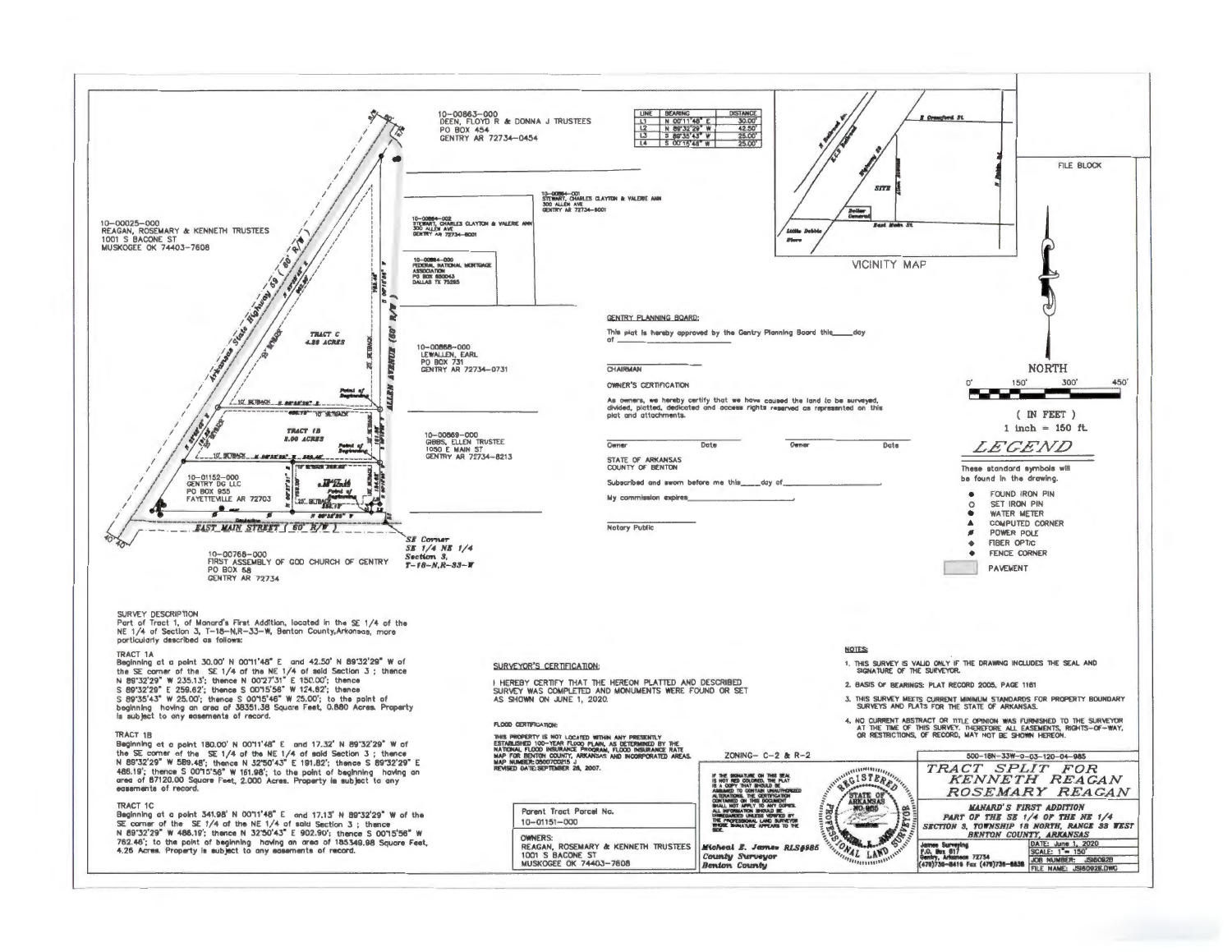| LINE | BEARING | DISTANCE |
|---|---|---|
| L1 | N 00°11'48" E | 30.00' |
| L2 | N 89°32'29" W | 42.50' |
| L3 | S 89°35'43" W | 25.00' |
| L4 | S 00°15'48" W | 25.00' |

10-00863-000
DEEN, FLOYD R & DONNA J TRUSTEES
PO BOX 454
GENTRY AR 72734-0454

10-00025-000
REAGAN, ROSEMARY & KENNETH TRUSTEES
1001 S BACONE ST
MUSKOGEE OK 74403-7608

10-00864-001
STEWART, CHARLES CLAYTON & VALERIE ANN
300 ALLEN AVE
GENTRY AR 72734-8001

10-00864-002
STEWART, CHARLES CLAYTON & VALERIE ANN
300 ALLEN AVE
GENTRY AR 72734-8001

10-00864-000
FEDERAL NATIONAL MORTGAGE ASSOCIATION
PO BOX 650043
DALLAS TX 75265

10-00868-000
LEWALLEN, EARL
PO BOX 731
GENTRY AR 72734-0731

10-00869-000
GIBBS, ELLEN TRUSTEE
1050 E MAIN ST
GENTRY AR 72734-8213

10-01152-000
GENTRY DG LLC
PO BOX 955
FAYETTEVILLE AR 72703

10-00768-000
FIRST ASSEMBLY OF GOD CHURCH OF GENTRY
PO BOX 58
GENTRY AR 72734

Arkansas State Highway 59 (60' R/W)

ALLEN AVENUE (60' R/W)

EAST MAIN STREET (60' R/W)

TRACT C
4.26 ACRES

TRACT 1B
2.00 ACRES

TRACT 1A
0.88 ACRES

Point of Beginning

SE Corner
SE 1/4 NE 1/4
Section 3,
T-18-N,R-33-W

VICINITY MAP

E Crawford St.
Highway 59
SITE
Allen Avenue
Dollar General
East Main St.
Little Debbie Store

FILE BLOCK

NORTH

0' 150' 300' 450'

( IN FEET )
1 inch = 150 ft.

*LEGEND*

These standard symbols will be found in the drawing.

- FOUND IRON PIN
- SET IRON PIN
- WATER METER
- COMPUTED CORNER
- POWER POLE
- FIBER OPTIC
- FENCE CORNER
- PAVEMENT

GENTRY PLANNING BOARD:

This plat is hereby approved by the Gentry Planning Board this____day of____________________

CHAIRMAN

OWNER'S CERTIFICATION

As owners, we hereby certify that we have caused the land to be surveyed, divided, platted, dedicated and access rights reserved as represented on this plat and attachments.

Owner Date Owner Date

STATE OF ARKANSAS
COUNTY OF BENTON

Subscribed and sworn before me this____day of____________________

My commission expires____________________

Notary Public

SURVEY DESCRIPTION
Part of Tract 1, of Manard's First Addition, located in the SE 1/4 of the NE 1/4 of Section 3, T-18-N,R-33-W, Benton County,Arkansas, more particularly described as follows:

TRACT 1A
Beginning at a point 30.00' N 00°11'48" E and 42.50' N 89°32'29" W of the SE corner of the SE 1/4 of the NE 1/4 of said Section 3 ; thence N 89°32'29" W 235.13'; thence N 00°27'31" E 150.00'; thence S 89°32'29" E 259.62'; thence S 00°15'58" W 124.82'; thence S 89°35'43" W 25.00'; thence S 00°15'48" W 25.00'; to the point of beginning having an area of 38351.38 Square Feet, 0.880 Acres. Property is subject to any easements of record.

TRACT 1B
Beginning at a point 180.00' N 00°11'48" E and 17.32' N 89°32'29" W of the SE corner of the SE 1/4 of the NE 1/4 of said Section 3 ; thence N 89°32'29" W 589.48'; thence N 32°50'43" E 191.82'; thence S 89°32'29" E 486.19'; thence S 00°15'58" W 161.98'; to the point of beginning having an area of 87120.00 Square Feet, 2.000 Acres. Property is subject to any easements of record.

TRACT 1C
Beginning at a point 341.98' N 00°11'48" E and 17.13' N 89°32'29" W of the SE corner of the SE 1/4 of the NE 1/4 of said Section 3 ; thence N 89°32'29" W 486.19'; thence N 32°50'43" E 902.90'; thence S 00°15'56" W 762.46'; to the point of beginning having an area of 185349.98 Square Feet, 4.26 Acres. Property is subject to any easements of record.

SURVEYOR'S CERTIFICATION:

I HEREBY CERTIFY THAT THE HEREON PLATTED AND DESCRIBED SURVEY WAS COMPLETED AND MONUMENTS WERE FOUND OR SET AS SHOWN ON JUNE 1, 2020.

FLOOD CERTIFICATION:

THIS PROPERTY IS NOT LOCATED WITHIN ANY PRESENTLY ESTABLISHED 100-YEAR FLOOD PLAIN, AS DETERMINED BY THE NATIONAL FLOOD INSURANCE PROGRAM, FLOOD INSURANCE RATE MAP FOR BENTON COUNTY, ARKANSAS AND INCORPORATED AREAS. MAP NUMBER: 05007C0215 J REVISED DATE: SEPTEMBER 28, 2007.

Parent Tract Parcel No.
10-01151-000

OWNERS:
REAGAN, ROSEMARY & KENNETH TRUSTEES
1001 S BACONE ST
MUSKOGEE OK 74403-7608

ZONING- C-2 & R-2

IF THE SIGNATURE ON THIS SEAL IS NOT RED COLORED, THE PLAT IS A COPY THAT SHOULD BE ASSUMED TO CONTAIN UNAUTHORIZED ALTERATIONS. THE CERTIFICATION CONTAINED ON THIS DOCUMENT SHALL NOT APPLY TO ANY COPIES. ALL INFORMATION SHOULD BE DISREGARDED UNLESS VERIFIED BY THE PROFESSIONAL LAND SURVEYOR WHOSE SIGNATURE APPEARS TO THE SIDE.

*Micheal E. James RLS#985*
*County Surveyor*
*Benton County*

REGISTERED PROFESSIONAL LAND SURVEYOR
STATE OF ARKANSAS
NO. 985

NOTES:

1. THIS SURVEY IS VALID ONLY IF THE DRAWING INCLUDES THE SEAL AND SIGNATURE OF THE SURVEYOR.
2. BASIS OF BEARINGS: PLAT RECORD 2005, PAGE 1161
3. THIS SURVEY MEETS CURRENT MINIMUM STANDARDS FOR PROPERTY BOUNDARY SURVEYS AND PLATS FOR THE STATE OF ARKANSAS.
4. NO CURRENT ABSTRACT OR TITLE OPINION WAS FURNISHED TO THE SURVEYOR AT THE TIME OF THIS SURVEY. THEREFORE ALL EASEMENTS, RIGHTS-OF-WAY, OR RESTRICTIONS, OF RECORD, MAY NOT BE SHOWN HEREON.

500-18N-33W-0-03-120-04-985

*TRACT SPLIT FOR*
*KENNETH REAGAN*
*ROSEMARY REAGAN*

*MANARD'S FIRST ADDITION*
*PART OF THE SE 1/4 OF THE NE 1/4*
*SECTION 3, TOWNSHIP 18 NORTH, RANGE 33 WEST*
*BENTON COUNTY, ARKANSAS*

James Surveying
P.O. Box 817
Gentry, Arkansas 72734
(479)736-8416 Fax (479)736-8838

DATE: June 1, 2020
SCALE: 1"= 150'
JOB NUMBER: JS6092B
FILE NAME: JS6092B.DWG